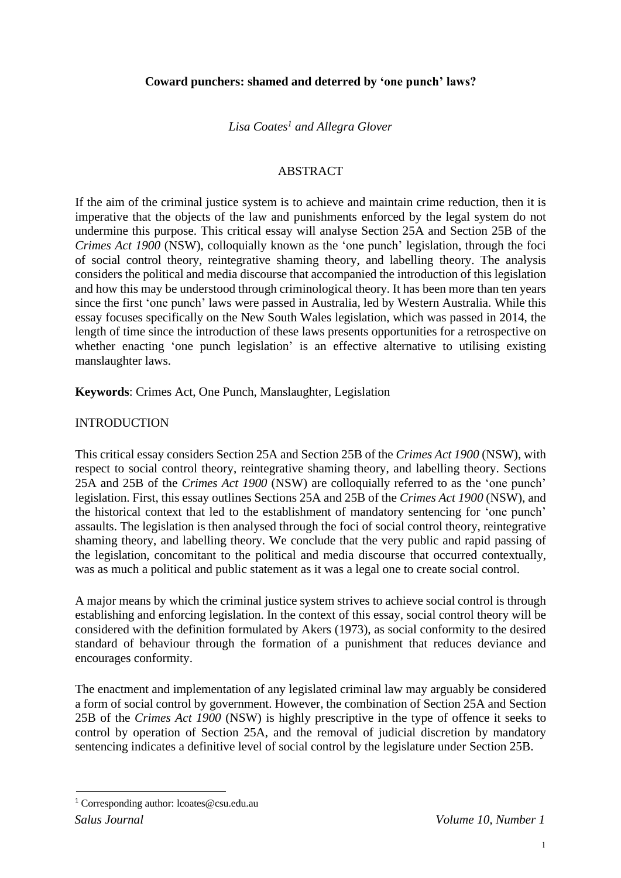# Coward punchers: shamed and deterred by 'one punch' laws?

*Lisa Coates*[1] *and Allegra Glover*

## ABSTRACT

If the aim of the criminal justice system is to achieve and maintain crime reduction, then it is imperative that the objects of the law and punishments enforced by the legal system do not undermine this purpose. This critical essay will analyse Section 25A and Section 25B of the *Crimes Act 1900* (NSW), colloquially known as the 'one punch' legislation, through the foci of social control theory, reintegrative shaming theory, and labelling theory. The analysis considers the political and media discourse that accompanied the introduction of this legislation and how this may be understood through criminological theory. It has been more than ten years since the first 'one punch' laws were passed in Australia, led by Western Australia. While this essay focuses specifically on the New South Wales legislation, which was passed in 2014, the length of time since the introduction of these laws presents opportunities for a retrospective on whether enacting 'one punch legislation' is an effective alternative to utilising existing manslaughter laws.

**Keywords**: Crimes Act, One Punch, Manslaughter, Legislation

## INTRODUCTION

This critical essay considers Section 25A and Section 25B of the *Crimes Act 1900* (NSW), with respect to social control theory, reintegrative shaming theory, and labelling theory. Sections 25A and 25B of the *Crimes Act 1900* (NSW) are colloquially referred to as the 'one punch' legislation. First, this essay outlines Sections 25A and 25B of the *Crimes Act 1900* (NSW), and the historical context that led to the establishment of mandatory sentencing for 'one punch' assaults. The legislation is then analysed through the foci of social control theory, reintegrative shaming theory, and labelling theory. We conclude that the very public and rapid passing of the legislation, concomitant to the political and media discourse that occurred contextually, was as much a political and public statement as it was a legal one to create social control.

A major means by which the criminal justice system strives to achieve social control is through establishing and enforcing legislation. In the context of this essay, social control theory will be considered with the definition formulated by Akers (1973), as social conformity to the desired standard of behaviour through the formation of a punishment that reduces deviance and encourages conformity.

The enactment and implementation of any legislated criminal law may arguably be considered a form of social control by government. However, the combination of Section 25A and Section 25B of the *Crimes Act 1900* (NSW) is highly prescriptive in the type of offence it seeks to control by operation of Section 25A, and the removal of judicial discretion by mandatory sentencing indicates a definitive level of social control by the legislature under Section 25B.

[1] Corresponding author: lcoates@csu.edu.au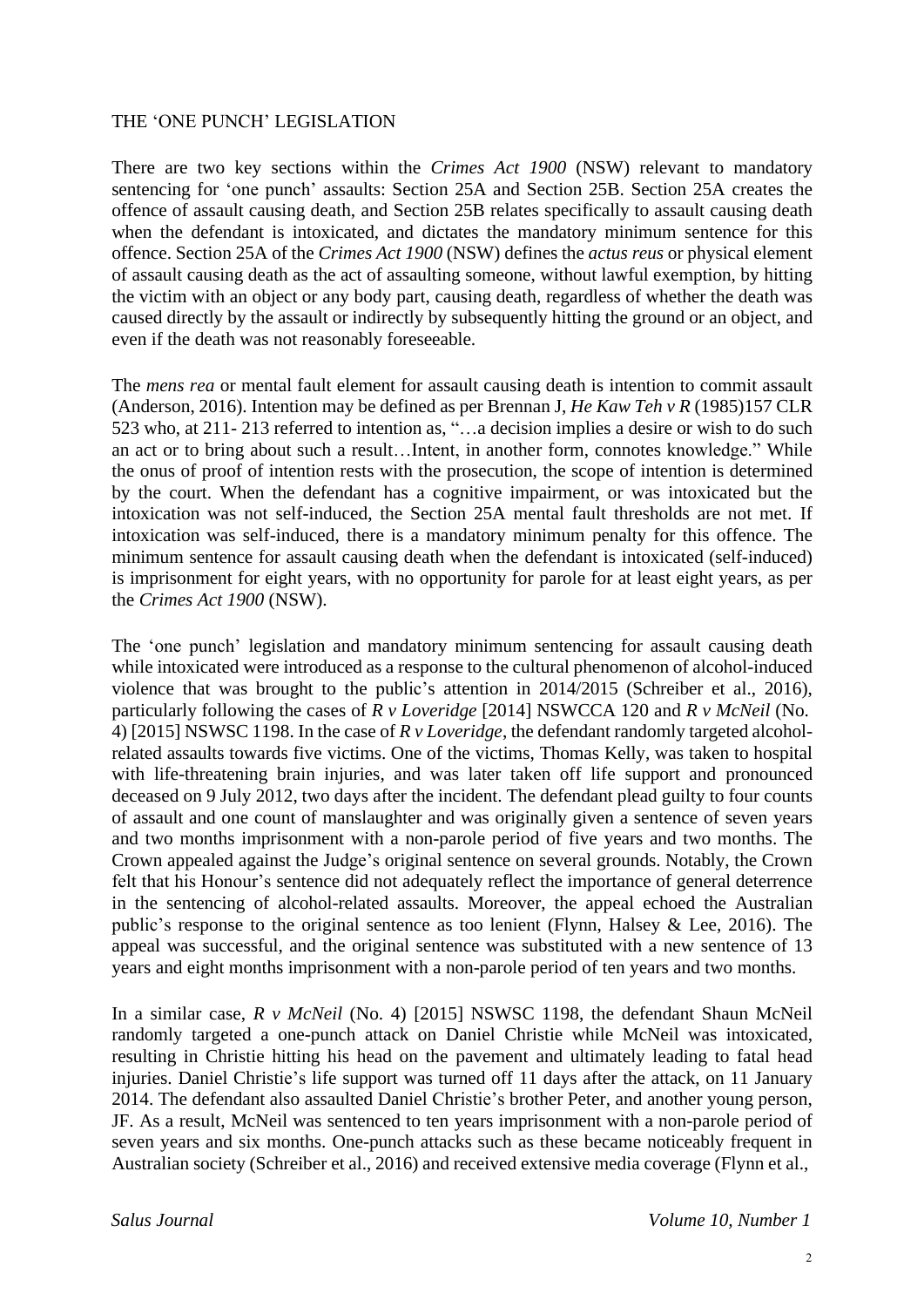## THE 'ONE PUNCH' LEGISLATION

There are two key sections within the *Crimes Act 1900* (NSW) relevant to mandatory sentencing for 'one punch' assaults: Section 25A and Section 25B. Section 25A creates the offence of assault causing death, and Section 25B relates specifically to assault causing death when the defendant is intoxicated, and dictates the mandatory minimum sentence for this offence. Section 25A of the *Crimes Act 1900* (NSW) defines the *actus reus* or physical element of assault causing death as the act of assaulting someone, without lawful exemption, by hitting the victim with an object or any body part, causing death, regardless of whether the death was caused directly by the assault or indirectly by subsequently hitting the ground or an object, and even if the death was not reasonably foreseeable.

The *mens rea* or mental fault element for assault causing death is intention to commit assault (Anderson, 2016). Intention may be defined as per Brennan J, *He Kaw Teh v R* (1985)157 CLR 523 who, at 211- 213 referred to intention as, "…a decision implies a desire or wish to do such an act or to bring about such a result…Intent, in another form, connotes knowledge." While the onus of proof of intention rests with the prosecution, the scope of intention is determined by the court. When the defendant has a cognitive impairment, or was intoxicated but the intoxication was not self-induced, the Section 25A mental fault thresholds are not met. If intoxication was self-induced, there is a mandatory minimum penalty for this offence. The minimum sentence for assault causing death when the defendant is intoxicated (self-induced) is imprisonment for eight years, with no opportunity for parole for at least eight years, as per the *Crimes Act 1900* (NSW).

The 'one punch' legislation and mandatory minimum sentencing for assault causing death while intoxicated were introduced as a response to the cultural phenomenon of alcohol-induced violence that was brought to the public's attention in 2014/2015 (Schreiber et al., 2016), particularly following the cases of *R v Loveridge* [2014] NSWCCA 120 and *R v McNeil* (No. 4) [2015] NSWSC 1198. In the case of *R v Loveridge*, the defendant randomly targeted alcohol-related assaults towards five victims. One of the victims, Thomas Kelly, was taken to hospital with life-threatening brain injuries, and was later taken off life support and pronounced deceased on 9 July 2012, two days after the incident. The defendant plead guilty to four counts of assault and one count of manslaughter and was originally given a sentence of seven years and two months imprisonment with a non-parole period of five years and two months. The Crown appealed against the Judge's original sentence on several grounds. Notably, the Crown felt that his Honour's sentence did not adequately reflect the importance of general deterrence in the sentencing of alcohol-related assaults. Moreover, the appeal echoed the Australian public's response to the original sentence as too lenient (Flynn, Halsey & Lee, 2016). The appeal was successful, and the original sentence was substituted with a new sentence of 13 years and eight months imprisonment with a non-parole period of ten years and two months.

In a similar case, *R v McNeil* (No. 4) [2015] NSWSC 1198, the defendant Shaun McNeil randomly targeted a one-punch attack on Daniel Christie while McNeil was intoxicated, resulting in Christie hitting his head on the pavement and ultimately leading to fatal head injuries. Daniel Christie's life support was turned off 11 days after the attack, on 11 January 2014. The defendant also assaulted Daniel Christie's brother Peter, and another young person, JF. As a result, McNeil was sentenced to ten years imprisonment with a non-parole period of seven years and six months. One-punch attacks such as these became noticeably frequent in Australian society (Schreiber et al., 2016) and received extensive media coverage (Flynn et al.,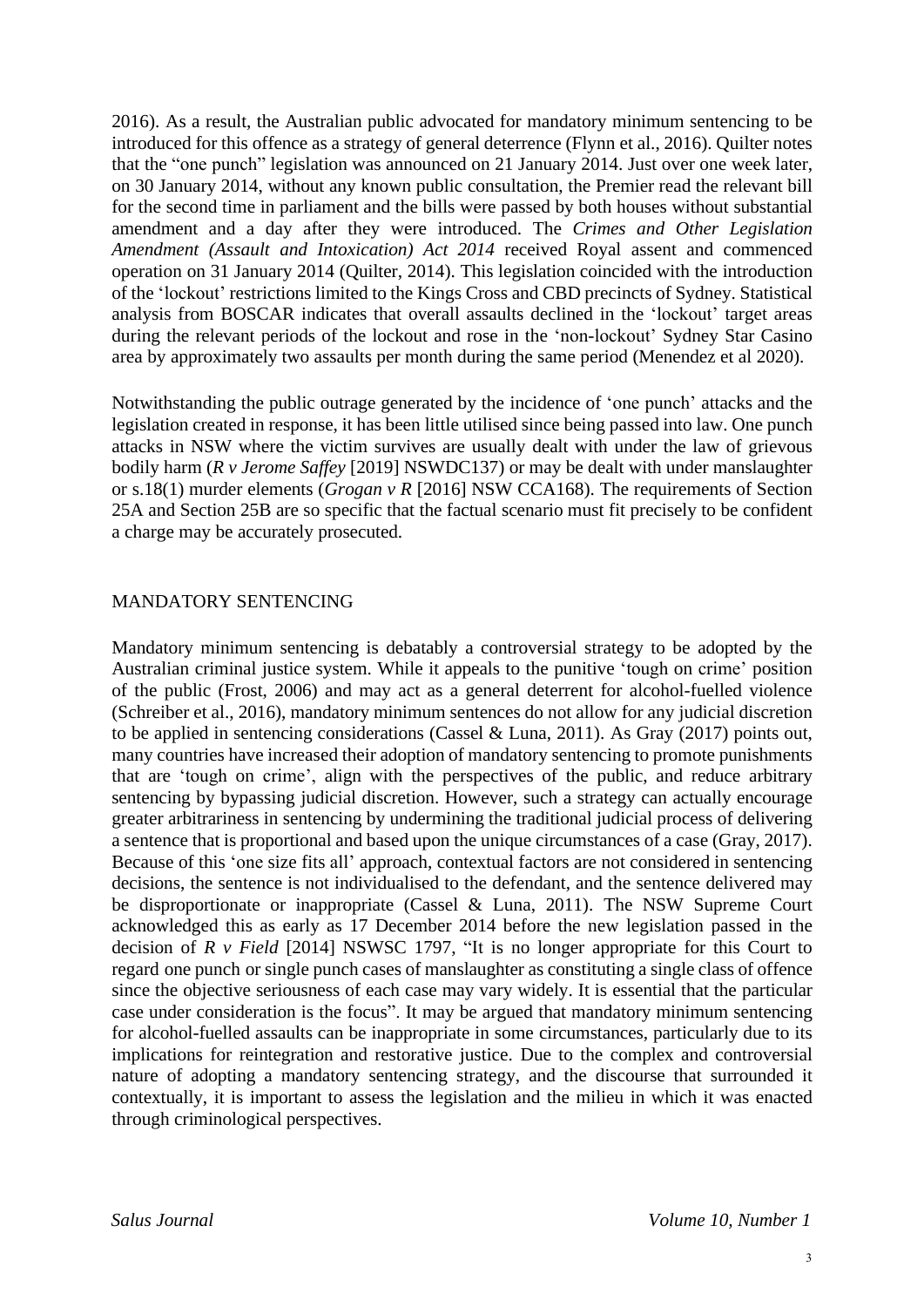2016). As a result, the Australian public advocated for mandatory minimum sentencing to be introduced for this offence as a strategy of general deterrence (Flynn et al., 2016). Quilter notes that the "one punch" legislation was announced on 21 January 2014. Just over one week later, on 30 January 2014, without any known public consultation, the Premier read the relevant bill for the second time in parliament and the bills were passed by both houses without substantial amendment and a day after they were introduced. The *Crimes and Other Legislation Amendment (Assault and Intoxication) Act 2014* received Royal assent and commenced operation on 31 January 2014 (Quilter, 2014). This legislation coincided with the introduction of the 'lockout' restrictions limited to the Kings Cross and CBD precincts of Sydney. Statistical analysis from BOSCAR indicates that overall assaults declined in the 'lockout' target areas during the relevant periods of the lockout and rose in the 'non-lockout' Sydney Star Casino area by approximately two assaults per month during the same period (Menendez et al 2020).

Notwithstanding the public outrage generated by the incidence of 'one punch' attacks and the legislation created in response, it has been little utilised since being passed into law. One punch attacks in NSW where the victim survives are usually dealt with under the law of grievous bodily harm (*R v Jerome Saffey* [2019] NSWDC137) or may be dealt with under manslaughter or s.18(1) murder elements (*Grogan v R* [2016] NSW CCA168). The requirements of Section 25A and Section 25B are so specific that the factual scenario must fit precisely to be confident a charge may be accurately prosecuted.

## MANDATORY SENTENCING

Mandatory minimum sentencing is debatably a controversial strategy to be adopted by the Australian criminal justice system. While it appeals to the punitive 'tough on crime' position of the public (Frost, 2006) and may act as a general deterrent for alcohol-fuelled violence (Schreiber et al., 2016), mandatory minimum sentences do not allow for any judicial discretion to be applied in sentencing considerations (Cassel & Luna, 2011). As Gray (2017) points out, many countries have increased their adoption of mandatory sentencing to promote punishments that are 'tough on crime', align with the perspectives of the public, and reduce arbitrary sentencing by bypassing judicial discretion. However, such a strategy can actually encourage greater arbitrariness in sentencing by undermining the traditional judicial process of delivering a sentence that is proportional and based upon the unique circumstances of a case (Gray, 2017). Because of this 'one size fits all' approach, contextual factors are not considered in sentencing decisions, the sentence is not individualised to the defendant, and the sentence delivered may be disproportionate or inappropriate (Cassel & Luna, 2011). The NSW Supreme Court acknowledged this as early as 17 December 2014 before the new legislation passed in the decision of *R v Field* [2014] NSWSC 1797, "It is no longer appropriate for this Court to regard one punch or single punch cases of manslaughter as constituting a single class of offence since the objective seriousness of each case may vary widely. It is essential that the particular case under consideration is the focus". It may be argued that mandatory minimum sentencing for alcohol-fuelled assaults can be inappropriate in some circumstances, particularly due to its implications for reintegration and restorative justice. Due to the complex and controversial nature of adopting a mandatory sentencing strategy, and the discourse that surrounded it contextually, it is important to assess the legislation and the milieu in which it was enacted through criminological perspectives.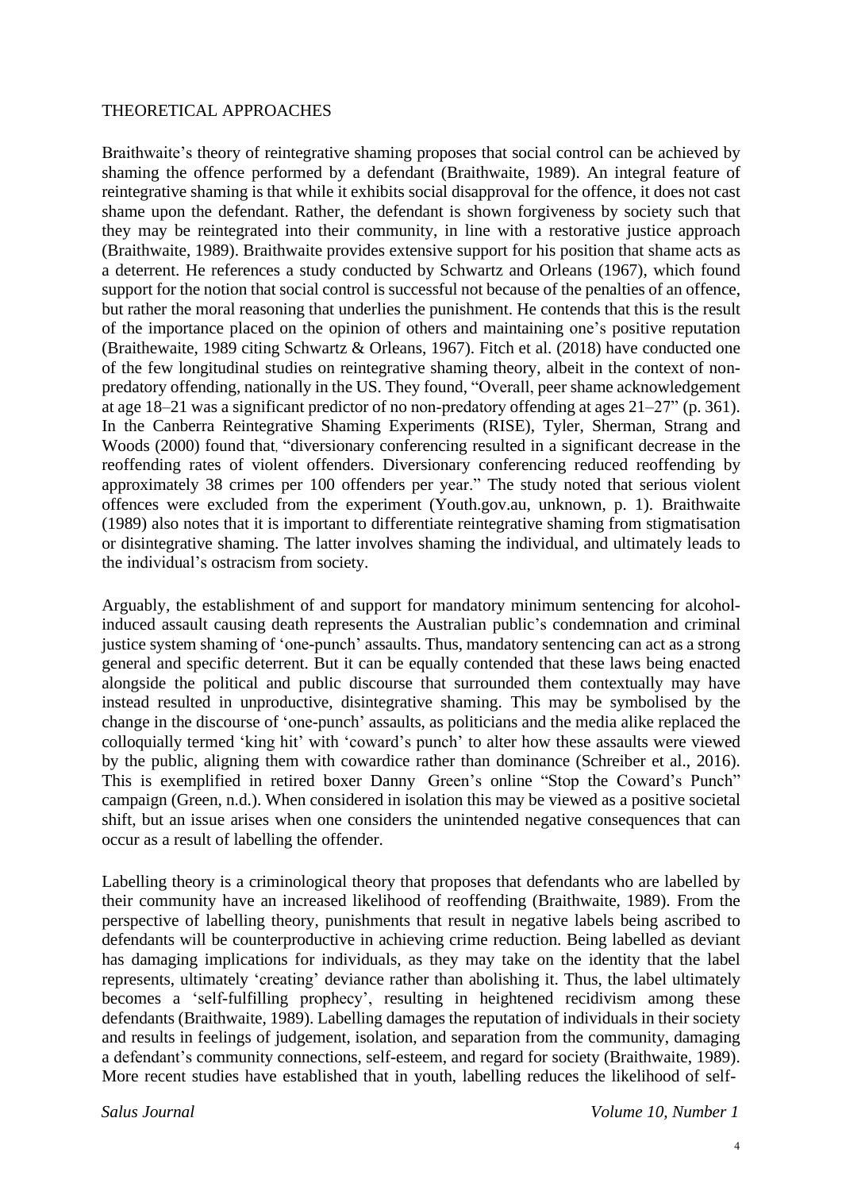THEORETICAL APPROACHES

Braithwaite's theory of reintegrative shaming proposes that social control can be achieved by shaming the offence performed by a defendant (Braithwaite, 1989). An integral feature of reintegrative shaming is that while it exhibits social disapproval for the offence, it does not cast shame upon the defendant. Rather, the defendant is shown forgiveness by society such that they may be reintegrated into their community, in line with a restorative justice approach (Braithwaite, 1989). Braithwaite provides extensive support for his position that shame acts as a deterrent. He references a study conducted by Schwartz and Orleans (1967), which found support for the notion that social control is successful not because of the penalties of an offence, but rather the moral reasoning that underlies the punishment. He contends that this is the result of the importance placed on the opinion of others and maintaining one's positive reputation (Braithewaite, 1989 citing Schwartz & Orleans, 1967). Fitch et al. (2018) have conducted one of the few longitudinal studies on reintegrative shaming theory, albeit in the context of non-predatory offending, nationally in the US. They found, "Overall, peer shame acknowledgement at age 18–21 was a significant predictor of no non-predatory offending at ages 21–27" (p. 361). In the Canberra Reintegrative Shaming Experiments (RISE), Tyler, Sherman, Strang and Woods (2000) found that, "diversionary conferencing resulted in a significant decrease in the reoffending rates of violent offenders. Diversionary conferencing reduced reoffending by approximately 38 crimes per 100 offenders per year." The study noted that serious violent offences were excluded from the experiment (Youth.gov.au, unknown, p. 1). Braithwaite (1989) also notes that it is important to differentiate reintegrative shaming from stigmatisation or disintegrative shaming. The latter involves shaming the individual, and ultimately leads to the individual's ostracism from society.

Arguably, the establishment of and support for mandatory minimum sentencing for alcohol-induced assault causing death represents the Australian public's condemnation and criminal justice system shaming of 'one-punch' assaults. Thus, mandatory sentencing can act as a strong general and specific deterrent. But it can be equally contended that these laws being enacted alongside the political and public discourse that surrounded them contextually may have instead resulted in unproductive, disintegrative shaming. This may be symbolised by the change in the discourse of 'one-punch' assaults, as politicians and the media alike replaced the colloquially termed 'king hit' with 'coward's punch' to alter how these assaults were viewed by the public, aligning them with cowardice rather than dominance (Schreiber et al., 2016). This is exemplified in retired boxer Danny Green's online "Stop the Coward's Punch" campaign (Green, n.d.). When considered in isolation this may be viewed as a positive societal shift, but an issue arises when one considers the unintended negative consequences that can occur as a result of labelling the offender.

Labelling theory is a criminological theory that proposes that defendants who are labelled by their community have an increased likelihood of reoffending (Braithwaite, 1989). From the perspective of labelling theory, punishments that result in negative labels being ascribed to defendants will be counterproductive in achieving crime reduction. Being labelled as deviant has damaging implications for individuals, as they may take on the identity that the label represents, ultimately 'creating' deviance rather than abolishing it. Thus, the label ultimately becomes a 'self-fulfilling prophecy', resulting in heightened recidivism among these defendants (Braithwaite, 1989). Labelling damages the reputation of individuals in their society and results in feelings of judgement, isolation, and separation from the community, damaging a defendant's community connections, self-esteem, and regard for society (Braithwaite, 1989). More recent studies have established that in youth, labelling reduces the likelihood of self-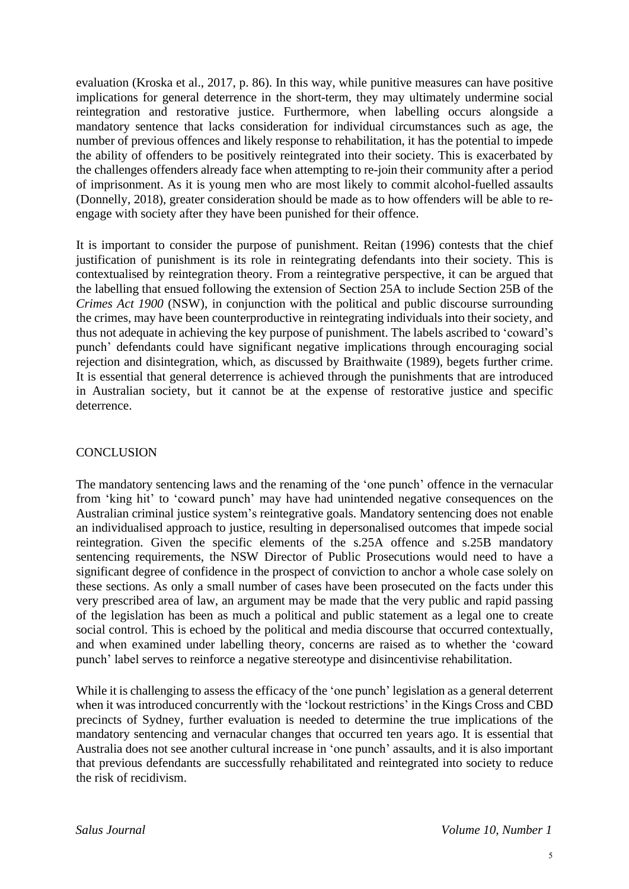evaluation (Kroska et al., 2017, p. 86). In this way, while punitive measures can have positive implications for general deterrence in the short-term, they may ultimately undermine social reintegration and restorative justice. Furthermore, when labelling occurs alongside a mandatory sentence that lacks consideration for individual circumstances such as age, the number of previous offences and likely response to rehabilitation, it has the potential to impede the ability of offenders to be positively reintegrated into their society. This is exacerbated by the challenges offenders already face when attempting to re-join their community after a period of imprisonment. As it is young men who are most likely to commit alcohol-fuelled assaults (Donnelly, 2018), greater consideration should be made as to how offenders will be able to re-engage with society after they have been punished for their offence.

It is important to consider the purpose of punishment. Reitan (1996) contests that the chief justification of punishment is its role in reintegrating defendants into their society. This is contextualised by reintegration theory. From a reintegrative perspective, it can be argued that the labelling that ensued following the extension of Section 25A to include Section 25B of the *Crimes Act 1900* (NSW), in conjunction with the political and public discourse surrounding the crimes, may have been counterproductive in reintegrating individuals into their society, and thus not adequate in achieving the key purpose of punishment. The labels ascribed to 'coward's punch' defendants could have significant negative implications through encouraging social rejection and disintegration, which, as discussed by Braithwaite (1989), begets further crime. It is essential that general deterrence is achieved through the punishments that are introduced in Australian society, but it cannot be at the expense of restorative justice and specific deterrence.

## CONCLUSION

The mandatory sentencing laws and the renaming of the 'one punch' offence in the vernacular from 'king hit' to 'coward punch' may have had unintended negative consequences on the Australian criminal justice system's reintegrative goals. Mandatory sentencing does not enable an individualised approach to justice, resulting in depersonalised outcomes that impede social reintegration. Given the specific elements of the s.25A offence and s.25B mandatory sentencing requirements, the NSW Director of Public Prosecutions would need to have a significant degree of confidence in the prospect of conviction to anchor a whole case solely on these sections. As only a small number of cases have been prosecuted on the facts under this very prescribed area of law, an argument may be made that the very public and rapid passing of the legislation has been as much a political and public statement as a legal one to create social control. This is echoed by the political and media discourse that occurred contextually, and when examined under labelling theory, concerns are raised as to whether the 'coward punch' label serves to reinforce a negative stereotype and disincentivise rehabilitation.

While it is challenging to assess the efficacy of the 'one punch' legislation as a general deterrent when it was introduced concurrently with the 'lockout restrictions' in the Kings Cross and CBD precincts of Sydney, further evaluation is needed to determine the true implications of the mandatory sentencing and vernacular changes that occurred ten years ago. It is essential that Australia does not see another cultural increase in 'one punch' assaults, and it is also important that previous defendants are successfully rehabilitated and reintegrated into society to reduce the risk of recidivism.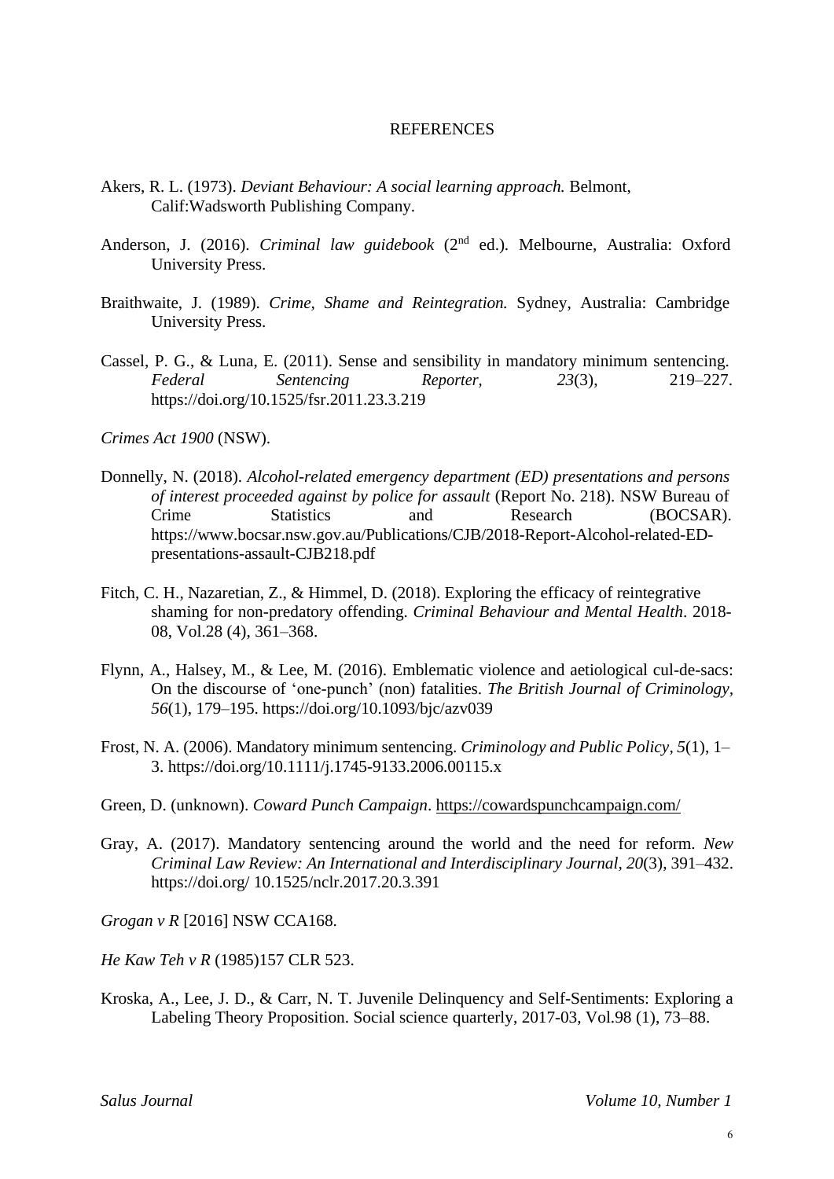REFERENCES

Akers, R. L. (1973). *Deviant Behaviour: A social learning approach.* Belmont, Calif:Wadsworth Publishing Company.

Anderson, J. (2016). *Criminal law guidebook* (2nd ed.). Melbourne, Australia: Oxford University Press.

Braithwaite, J. (1989). *Crime, Shame and Reintegration.* Sydney, Australia: Cambridge University Press.

Cassel, P. G., & Luna, E. (2011). Sense and sensibility in mandatory minimum sentencing. *Federal Sentencing Reporter, 23*(3), 219–227. https://doi.org/10.1525/fsr.2011.23.3.219

*Crimes Act 1900* (NSW).

Donnelly, N. (2018). *Alcohol-related emergency department (ED) presentations and persons of interest proceeded against by police for assault* (Report No. 218). NSW Bureau of Crime Statistics and Research (BOCSAR). https://www.bocsar.nsw.gov.au/Publications/CJB/2018-Report-Alcohol-related-ED-presentations-assault-CJB218.pdf

Fitch, C. H., Nazaretian, Z., & Himmel, D. (2018). Exploring the efficacy of reintegrative shaming for non-predatory offending. *Criminal Behaviour and Mental Health*. 2018-08, Vol.28 (4), 361–368.

Flynn, A., Halsey, M., & Lee, M. (2016). Emblematic violence and aetiological cul-de-sacs: On the discourse of 'one-punch' (non) fatalities. *The British Journal of Criminology, 56*(1), 179–195. https://doi.org/10.1093/bjc/azv039

Frost, N. A. (2006). Mandatory minimum sentencing. *Criminology and Public Policy, 5*(1), 1–3. https://doi.org/10.1111/j.1745-9133.2006.00115.x

Green, D. (unknown). *Coward Punch Campaign*. https://cowardspunchcampaign.com/

Gray, A. (2017). Mandatory sentencing around the world and the need for reform. *New Criminal Law Review: An International and Interdisciplinary Journal, 20*(3), 391–432. https://doi.org/ 10.1525/nclr.2017.20.3.391

*Grogan v R* [2016] NSW CCA168.

*He Kaw Teh v R* (1985)157 CLR 523.

Kroska, A., Lee, J. D., & Carr, N. T. Juvenile Delinquency and Self-Sentiments: Exploring a Labeling Theory Proposition. Social science quarterly, 2017-03, Vol.98 (1), 73–88.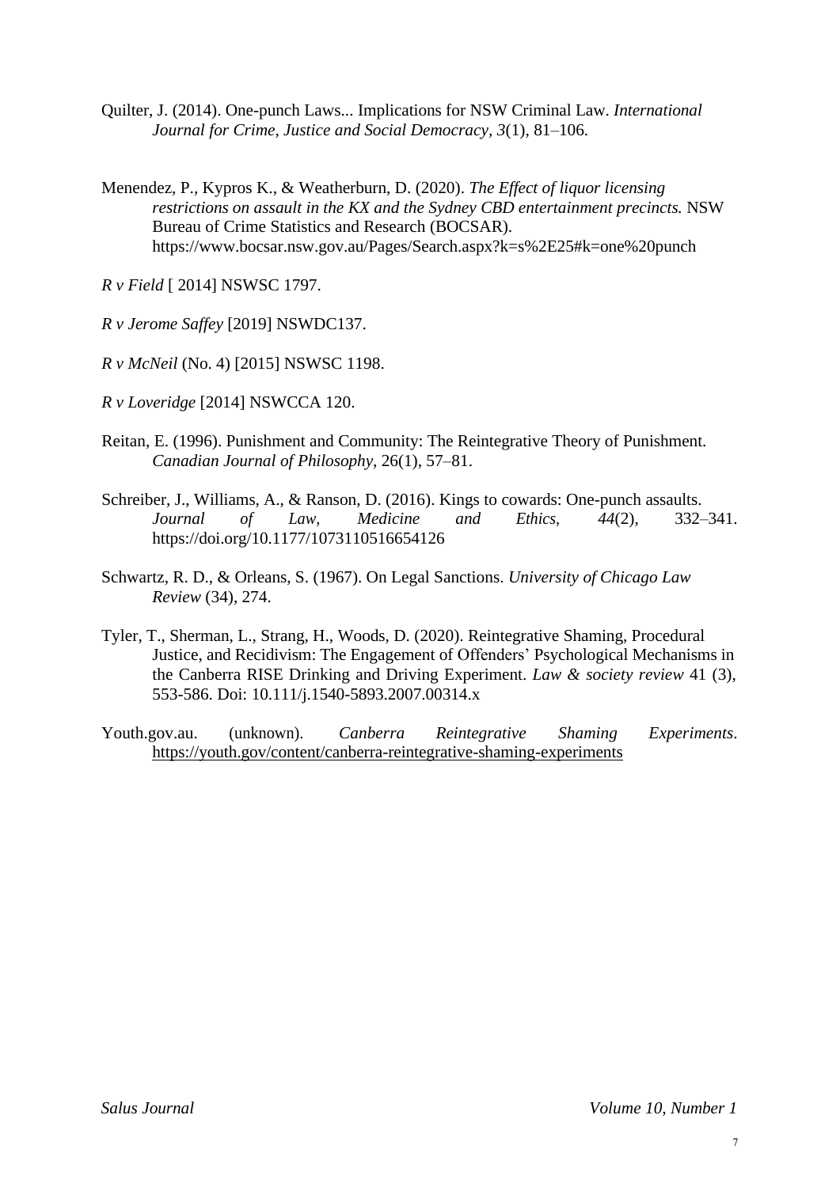Quilter, J. (2014). One-punch Laws... Implications for NSW Criminal Law. *International Journal for Crime, Justice and Social Democracy, 3*(1), 81–106.

Menendez, P., Kypros K., & Weatherburn, D. (2020). *The Effect of liquor licensing restrictions on assault in the KX and the Sydney CBD entertainment precincts.* NSW Bureau of Crime Statistics and Research (BOCSAR). https://www.bocsar.nsw.gov.au/Pages/Search.aspx?k=s%2E25#k=one%20punch

*R v Field* [ 2014] NSWSC 1797.

*R v Jerome Saffey* [2019] NSWDC137.

*R v McNeil* (No. 4) [2015] NSWSC 1198.

*R v Loveridge* [2014] NSWCCA 120.

Reitan, E. (1996). Punishment and Community: The Reintegrative Theory of Punishment. *Canadian Journal of Philosophy*, 26(1), 57–81.

Schreiber, J., Williams, A., & Ranson, D. (2016). Kings to cowards: One-punch assaults. *Journal of Law, Medicine and Ethics, 44*(2), 332–341. https://doi.org/10.1177/1073110516654126

Schwartz, R. D., & Orleans, S. (1967). On Legal Sanctions. *University of Chicago Law Review* (34), 274.

Tyler, T., Sherman, L., Strang, H., Woods, D. (2020). Reintegrative Shaming, Procedural Justice, and Recidivism: The Engagement of Offenders' Psychological Mechanisms in the Canberra RISE Drinking and Driving Experiment. *Law & society review* 41 (3), 553-586. Doi: 10.111/j.1540-5893.2007.00314.x

Youth.gov.au. (unknown). *Canberra Reintegrative Shaming Experiments*. https://youth.gov/content/canberra-reintegrative-shaming-experiments